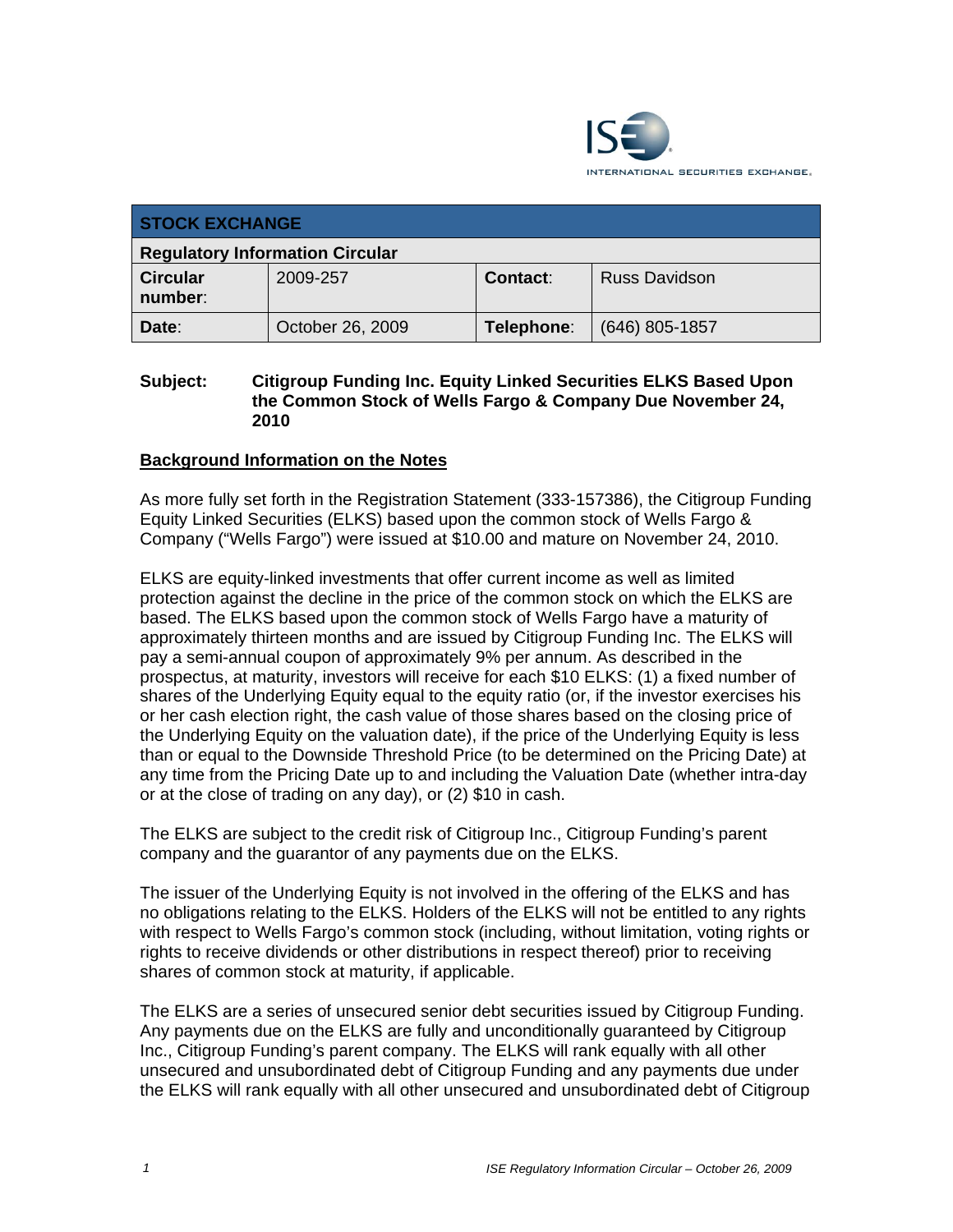| STOCK EXCHANGE | | | |
|---|---|---|---|
| **Regulatory Information Circular** | | | |
| **Circular number:** | 2009-257 | **Contact:** | Russ Davidson |
| **Date:** | October 26, 2009 | **Telephone:** | (646) 805-1857 |

**Subject:** **Citigroup Funding Inc. Equity Linked Securities ELKS Based Upon the Common Stock of Wells Fargo & Company Due November 24, 2010**

## Background Information on the Notes

As more fully set forth in the Registration Statement (333-157386), the Citigroup Funding Equity Linked Securities (ELKS) based upon the common stock of Wells Fargo & Company ("Wells Fargo") were issued at $10.00 and mature on November 24, 2010.

ELKS are equity-linked investments that offer current income as well as limited protection against the decline in the price of the common stock on which the ELKS are based. The ELKS based upon the common stock of Wells Fargo have a maturity of approximately thirteen months and are issued by Citigroup Funding Inc. The ELKS will pay a semi-annual coupon of approximately 9% per annum. As described in the prospectus, at maturity, investors will receive for each $10 ELKS: (1) a fixed number of shares of the Underlying Equity equal to the equity ratio (or, if the investor exercises his or her cash election right, the cash value of those shares based on the closing price of the Underlying Equity on the valuation date), if the price of the Underlying Equity is less than or equal to the Downside Threshold Price (to be determined on the Pricing Date) at any time from the Pricing Date up to and including the Valuation Date (whether intra-day or at the close of trading on any day), or (2) $10 in cash.

The ELKS are subject to the credit risk of Citigroup Inc., Citigroup Funding's parent company and the guarantor of any payments due on the ELKS.

The issuer of the Underlying Equity is not involved in the offering of the ELKS and has no obligations relating to the ELKS. Holders of the ELKS will not be entitled to any rights with respect to Wells Fargo's common stock (including, without limitation, voting rights or rights to receive dividends or other distributions in respect thereof) prior to receiving shares of common stock at maturity, if applicable.

The ELKS are a series of unsecured senior debt securities issued by Citigroup Funding. Any payments due on the ELKS are fully and unconditionally guaranteed by Citigroup Inc., Citigroup Funding's parent company. The ELKS will rank equally with all other unsecured and unsubordinated debt of Citigroup Funding and any payments due under the ELKS will rank equally with all other unsecured and unsubordinated debt of Citigroup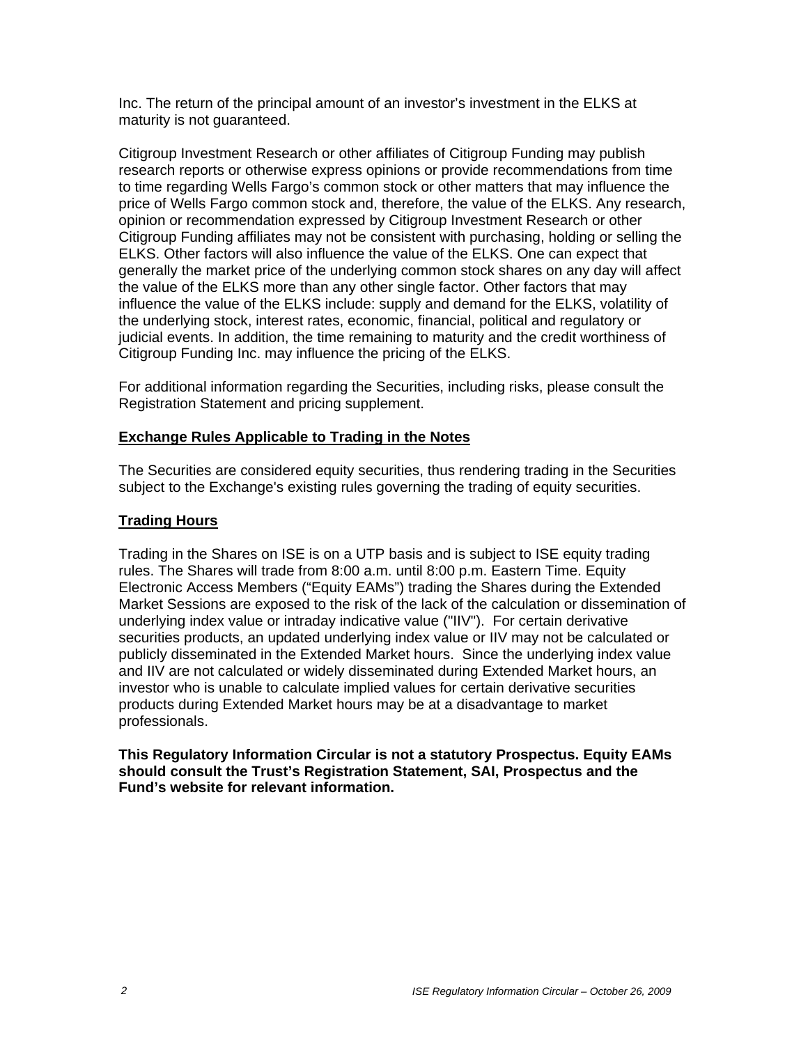Inc. The return of the principal amount of an investor's investment in the ELKS at maturity is not guaranteed.

Citigroup Investment Research or other affiliates of Citigroup Funding may publish research reports or otherwise express opinions or provide recommendations from time to time regarding Wells Fargo's common stock or other matters that may influence the price of Wells Fargo common stock and, therefore, the value of the ELKS. Any research, opinion or recommendation expressed by Citigroup Investment Research or other Citigroup Funding affiliates may not be consistent with purchasing, holding or selling the ELKS. Other factors will also influence the value of the ELKS. One can expect that generally the market price of the underlying common stock shares on any day will affect the value of the ELKS more than any other single factor. Other factors that may influence the value of the ELKS include: supply and demand for the ELKS, volatility of the underlying stock, interest rates, economic, financial, political and regulatory or judicial events. In addition, the time remaining to maturity and the credit worthiness of Citigroup Funding Inc. may influence the pricing of the ELKS.

For additional information regarding the Securities, including risks, please consult the Registration Statement and pricing supplement.

## Exchange Rules Applicable to Trading in the Notes

The Securities are considered equity securities, thus rendering trading in the Securities subject to the Exchange's existing rules governing the trading of equity securities.

## Trading Hours

Trading in the Shares on ISE is on a UTP basis and is subject to ISE equity trading rules. The Shares will trade from 8:00 a.m. until 8:00 p.m. Eastern Time. Equity Electronic Access Members ("Equity EAMs") trading the Shares during the Extended Market Sessions are exposed to the risk of the lack of the calculation or dissemination of underlying index value or intraday indicative value ("IIV"). For certain derivative securities products, an updated underlying index value or IIV may not be calculated or publicly disseminated in the Extended Market hours. Since the underlying index value and IIV are not calculated or widely disseminated during Extended Market hours, an investor who is unable to calculate implied values for certain derivative securities products during Extended Market hours may be at a disadvantage to market professionals.

**This Regulatory Information Circular is not a statutory Prospectus. Equity EAMs should consult the Trust's Registration Statement, SAI, Prospectus and the Fund's website for relevant information.**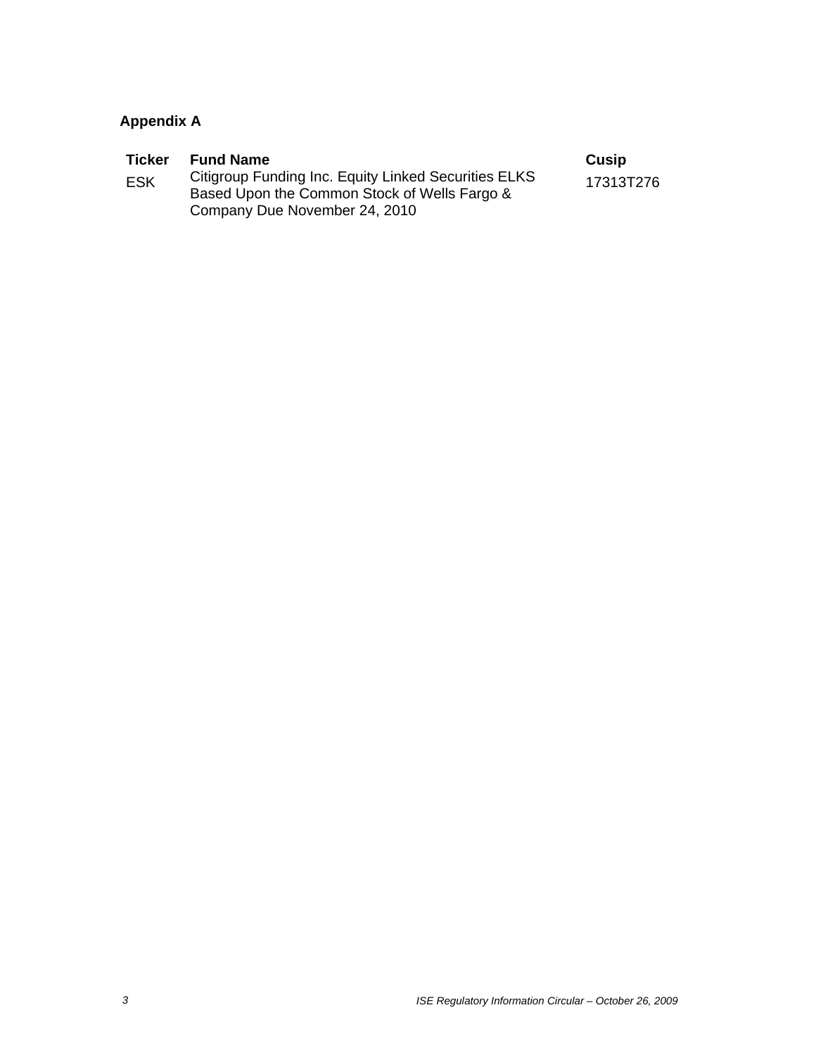## Appendix A

| Ticker | Fund Name | Cusip |
|---|---|---|
| ESK | Citigroup Funding Inc. Equity Linked Securities ELKS Based Upon the Common Stock of Wells Fargo & Company Due November 24, 2010 | 17313T276 |